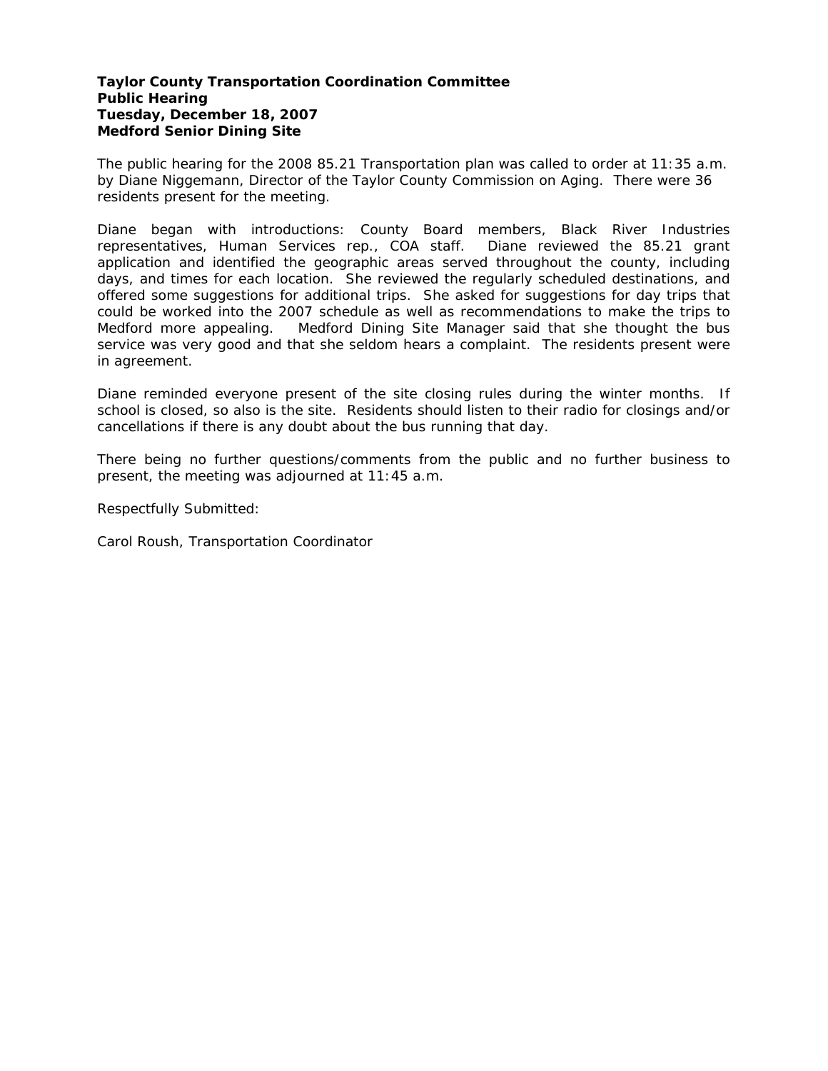**Taylor County Transportation Coordination Committee**
**Public Hearing**
**Tuesday, December 18, 2007**
**Medford Senior Dining Site**

The public hearing for the 2008 85.21 Transportation plan was called to order at 11:35 a.m. by Diane Niggemann, Director of the Taylor County Commission on Aging. There were 36 residents present for the meeting.

Diane began with introductions: County Board members, Black River Industries representatives, Human Services rep., COA staff. Diane reviewed the 85.21 grant application and identified the geographic areas served throughout the county, including days, and times for each location. She reviewed the regularly scheduled destinations, and offered some suggestions for additional trips. She asked for suggestions for day trips that could be worked into the 2007 schedule as well as recommendations to make the trips to Medford more appealing. Medford Dining Site Manager said that she thought the bus service was very good and that she seldom hears a complaint. The residents present were in agreement.

Diane reminded everyone present of the site closing rules during the winter months. If school is closed, so also is the site. Residents should listen to their radio for closings and/or cancellations if there is any doubt about the bus running that day.

There being no further questions/comments from the public and no further business to present, the meeting was adjourned at 11:45 a.m.

Respectfully Submitted:

Carol Roush, Transportation Coordinator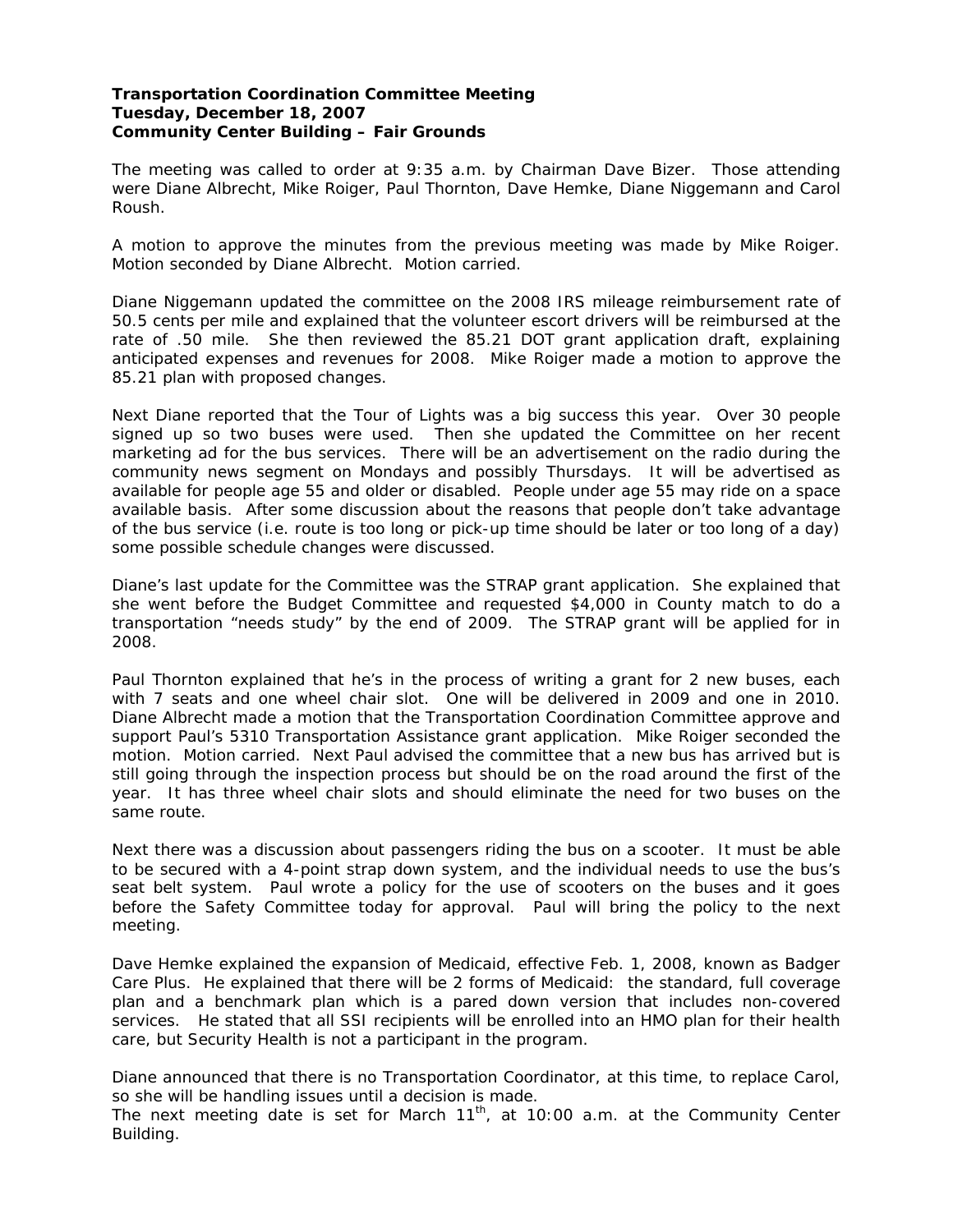**Transportation Coordination Committee Meeting**
**Tuesday, December 18, 2007**
**Community Center Building – Fair Grounds**

The meeting was called to order at 9:35 a.m. by Chairman Dave Bizer. Those attending were Diane Albrecht, Mike Roiger, Paul Thornton, Dave Hemke, Diane Niggemann and Carol Roush.

A motion to approve the minutes from the previous meeting was made by Mike Roiger. Motion seconded by Diane Albrecht. Motion carried.

Diane Niggemann updated the committee on the 2008 IRS mileage reimbursement rate of 50.5 cents per mile and explained that the volunteer escort drivers will be reimbursed at the rate of .50 mile. She then reviewed the 85.21 DOT grant application draft, explaining anticipated expenses and revenues for 2008. Mike Roiger made a motion to approve the 85.21 plan with proposed changes.

Next Diane reported that the Tour of Lights was a big success this year. Over 30 people signed up so two buses were used. Then she updated the Committee on her recent marketing ad for the bus services. There will be an advertisement on the radio during the community news segment on Mondays and possibly Thursdays. It will be advertised as available for people age 55 and older or disabled. People under age 55 may ride on a space available basis. After some discussion about the reasons that people don't take advantage of the bus service (i.e. route is too long or pick-up time should be later or too long of a day) some possible schedule changes were discussed.

Diane's last update for the Committee was the STRAP grant application. She explained that she went before the Budget Committee and requested $4,000 in County match to do a transportation "needs study" by the end of 2009. The STRAP grant will be applied for in 2008.

Paul Thornton explained that he's in the process of writing a grant for 2 new buses, each with 7 seats and one wheel chair slot. One will be delivered in 2009 and one in 2010. Diane Albrecht made a motion that the Transportation Coordination Committee approve and support Paul's 5310 Transportation Assistance grant application. Mike Roiger seconded the motion. Motion carried. Next Paul advised the committee that a new bus has arrived but is still going through the inspection process but should be on the road around the first of the year. It has three wheel chair slots and should eliminate the need for two buses on the same route.

Next there was a discussion about passengers riding the bus on a scooter. It must be able to be secured with a 4-point strap down system, and the individual needs to use the bus's seat belt system. Paul wrote a policy for the use of scooters on the buses and it goes before the Safety Committee today for approval. Paul will bring the policy to the next meeting.

Dave Hemke explained the expansion of Medicaid, effective Feb. 1, 2008, known as Badger Care Plus. He explained that there will be 2 forms of Medicaid: the standard, full coverage plan and a benchmark plan which is a pared down version that includes non-covered services. He stated that all SSI recipients will be enrolled into an HMO plan for their health care, but Security Health is not a participant in the program.

Diane announced that there is no Transportation Coordinator, at this time, to replace Carol, so she will be handling issues until a decision is made.

The next meeting date is set for March 11th, at 10:00 a.m. at the Community Center Building.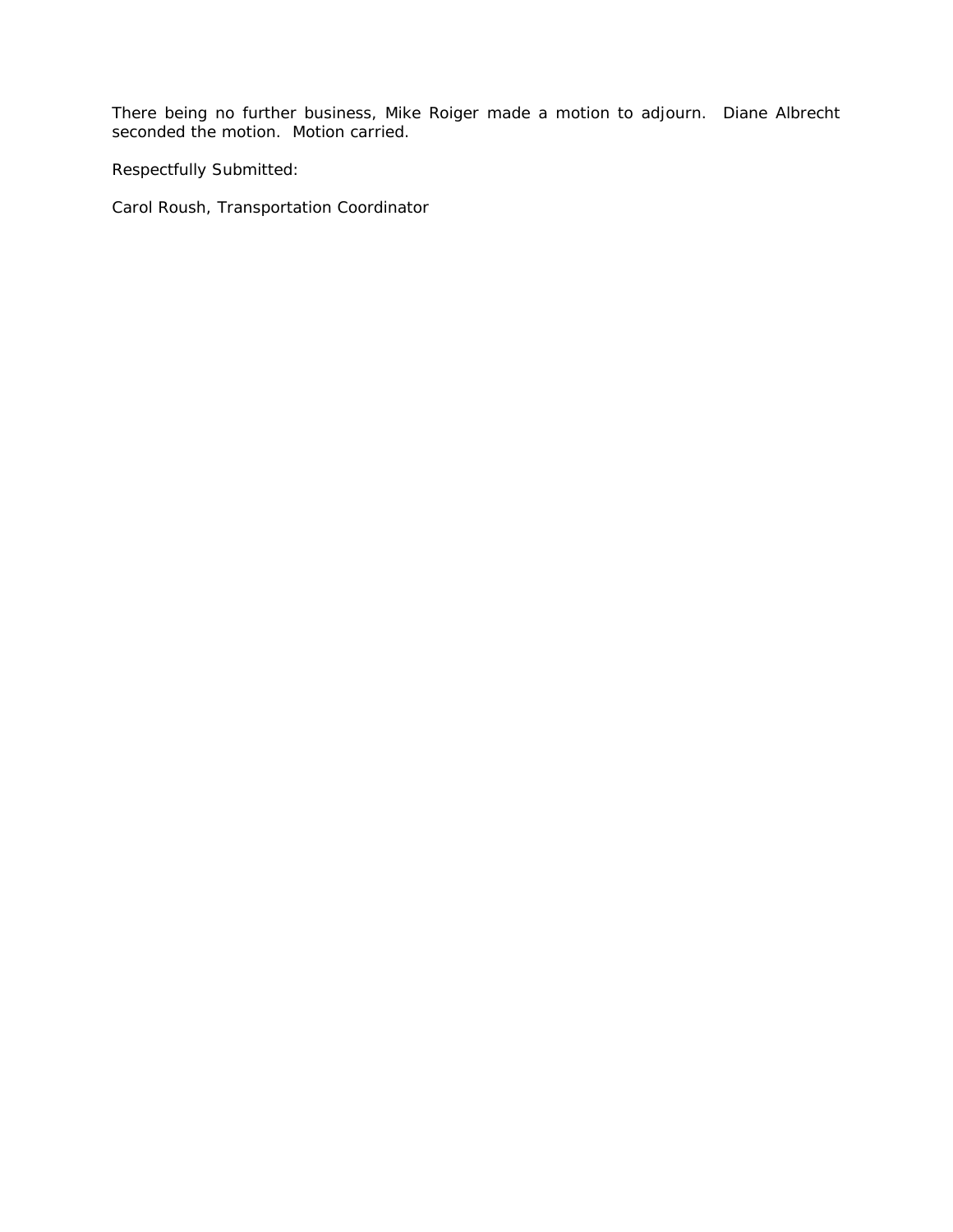There being no further business, Mike Roiger made a motion to adjourn. Diane Albrecht seconded the motion. Motion carried.

Respectfully Submitted:

Carol Roush, Transportation Coordinator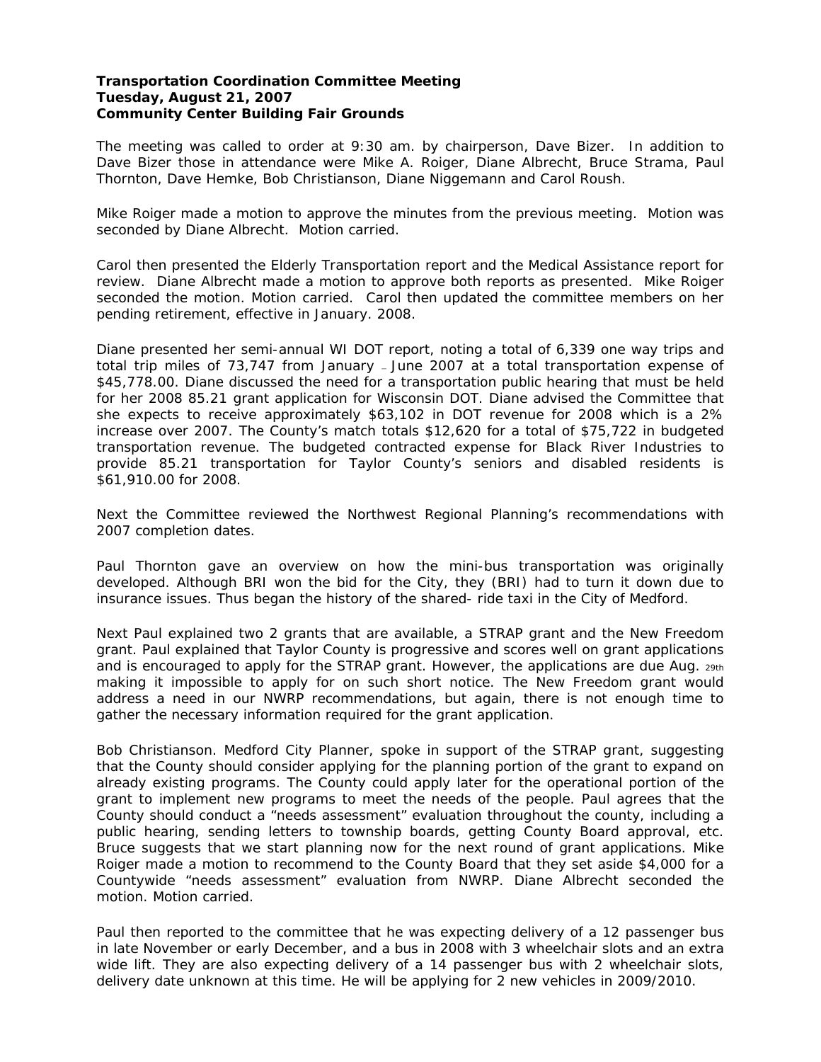**Transportation Coordination Committee Meeting**
**Tuesday, August 21, 2007**
**Community Center Building Fair Grounds**

The meeting was called to order at 9:30 am. by chairperson, Dave Bizer. In addition to Dave Bizer those in attendance were Mike A. Roiger, Diane Albrecht, Bruce Strama, Paul Thornton, Dave Hemke, Bob Christianson, Diane Niggemann and Carol Roush.

Mike Roiger made a motion to approve the minutes from the previous meeting. Motion was seconded by Diane Albrecht. Motion carried.

Carol then presented the Elderly Transportation report and the Medical Assistance report for review. Diane Albrecht made a motion to approve both reports as presented. Mike Roiger seconded the motion. Motion carried. Carol then updated the committee members on her pending retirement, effective in January. 2008.

Diane presented her semi-annual WI DOT report, noting a total of 6,339 one way trips and total trip miles of 73,747 from January – June 2007 at a total transportation expense of $45,778.00. Diane discussed the need for a transportation public hearing that must be held for her 2008 85.21 grant application for Wisconsin DOT. Diane advised the Committee that she expects to receive approximately $63,102 in DOT revenue for 2008 which is a 2% increase over 2007. The County's match totals $12,620 for a total of $75,722 in budgeted transportation revenue. The budgeted contracted expense for Black River Industries to provide 85.21 transportation for Taylor County's seniors and disabled residents is $61,910.00 for 2008.

Next the Committee reviewed the Northwest Regional Planning's recommendations with 2007 completion dates.

Paul Thornton gave an overview on how the mini-bus transportation was originally developed. Although BRI won the bid for the City, they (BRI) had to turn it down due to insurance issues. Thus began the history of the shared- ride taxi in the City of Medford.

Next Paul explained two 2 grants that are available, a STRAP grant and the New Freedom grant. Paul explained that Taylor County is progressive and scores well on grant applications and is encouraged to apply for the STRAP grant. However, the applications are due Aug. 29th making it impossible to apply for on such short notice. The New Freedom grant would address a need in our NWRP recommendations, but again, there is not enough time to gather the necessary information required for the grant application.

Bob Christianson. Medford City Planner, spoke in support of the STRAP grant, suggesting that the County should consider applying for the planning portion of the grant to expand on already existing programs. The County could apply later for the operational portion of the grant to implement new programs to meet the needs of the people. Paul agrees that the County should conduct a "needs assessment" evaluation throughout the county, including a public hearing, sending letters to township boards, getting County Board approval, etc. Bruce suggests that we start planning now for the next round of grant applications. Mike Roiger made a motion to recommend to the County Board that they set aside $4,000 for a Countywide "needs assessment" evaluation from NWRP. Diane Albrecht seconded the motion. Motion carried.

Paul then reported to the committee that he was expecting delivery of a 12 passenger bus in late November or early December, and a bus in 2008 with 3 wheelchair slots and an extra wide lift. They are also expecting delivery of a 14 passenger bus with 2 wheelchair slots, delivery date unknown at this time. He will be applying for 2 new vehicles in 2009/2010.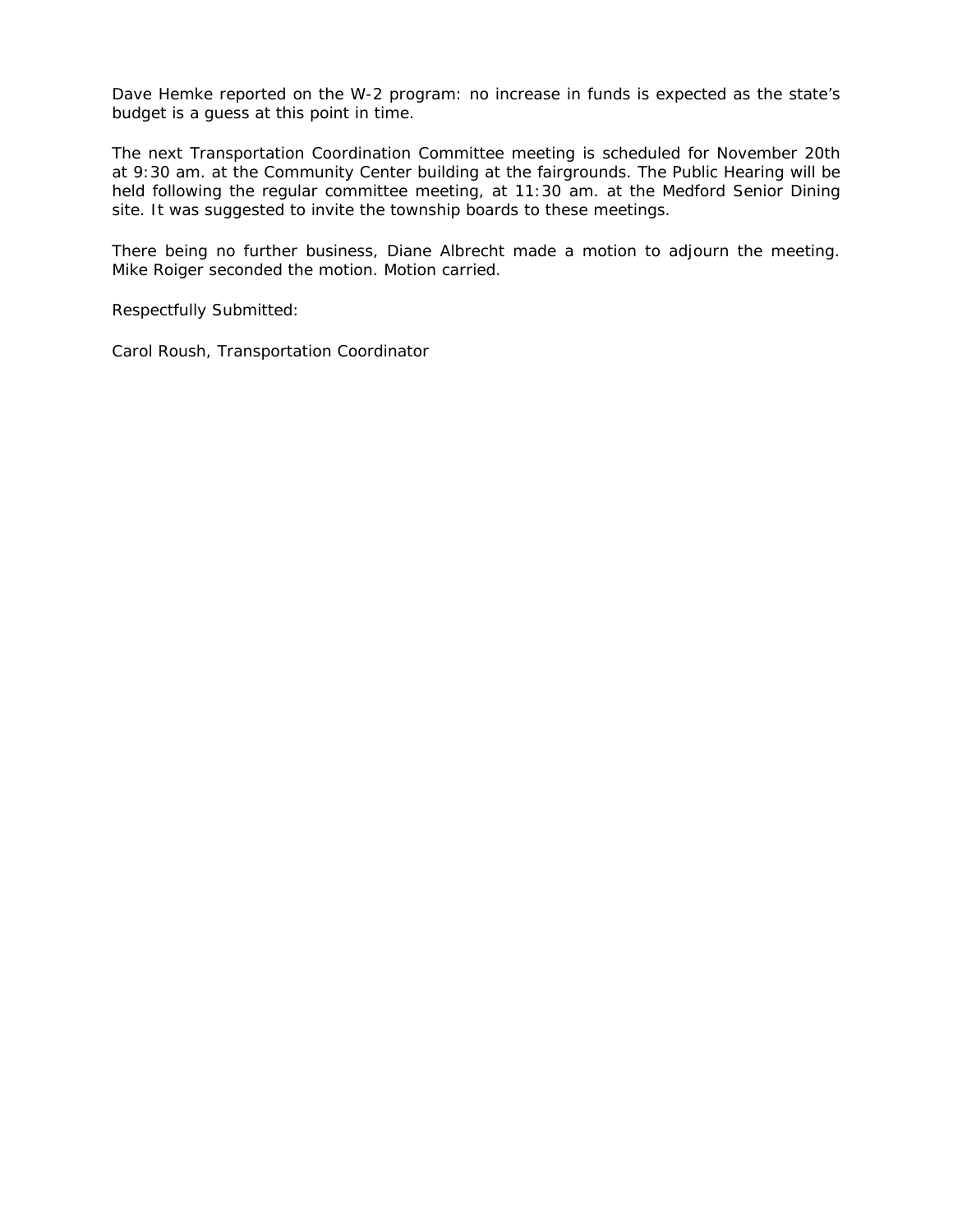Dave Hemke reported on the W-2 program: no increase in funds is expected as the state's budget is a guess at this point in time.

The next Transportation Coordination Committee meeting is scheduled for November 20th at 9:30 am. at the Community Center building at the fairgrounds. The Public Hearing will be held following the regular committee meeting, at 11:30 am. at the Medford Senior Dining site. It was suggested to invite the township boards to these meetings.

There being no further business, Diane Albrecht made a motion to adjourn the meeting. Mike Roiger seconded the motion. Motion carried.

Respectfully Submitted:

Carol Roush, Transportation Coordinator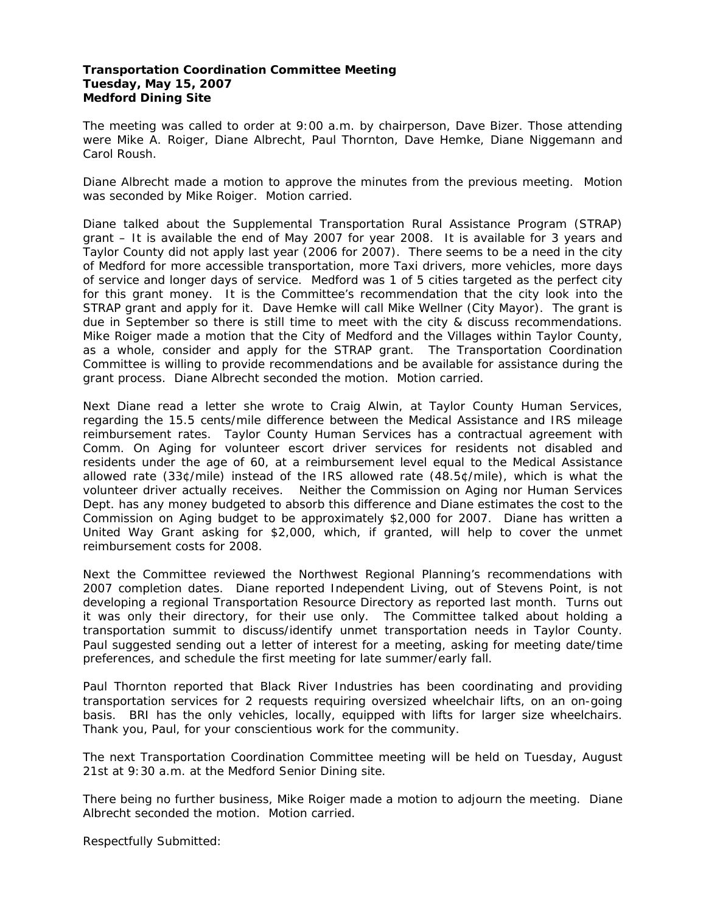**Transportation Coordination Committee Meeting**
**Tuesday, May 15, 2007**
**Medford Dining Site**

The meeting was called to order at 9:00 a.m. by chairperson, Dave Bizer. Those attending were Mike A. Roiger, Diane Albrecht, Paul Thornton, Dave Hemke, Diane Niggemann and Carol Roush.

Diane Albrecht made a motion to approve the minutes from the previous meeting. Motion was seconded by Mike Roiger. Motion carried.

Diane talked about the Supplemental Transportation Rural Assistance Program (STRAP) grant – It is available the end of May 2007 for year 2008. It is available for 3 years and Taylor County did not apply last year (2006 for 2007). There seems to be a need in the city of Medford for more accessible transportation, more Taxi drivers, more vehicles, more days of service and longer days of service. Medford was 1 of 5 cities targeted as the perfect city for this grant money. It is the Committee's recommendation that the city look into the STRAP grant and apply for it. Dave Hemke will call Mike Wellner (City Mayor). The grant is due in September so there is still time to meet with the city & discuss recommendations. Mike Roiger made a motion that the City of Medford and the Villages within Taylor County, as a whole, consider and apply for the STRAP grant. The Transportation Coordination Committee is willing to provide recommendations and be available for assistance during the grant process. Diane Albrecht seconded the motion. Motion carried.

Next Diane read a letter she wrote to Craig Alwin, at Taylor County Human Services, regarding the 15.5 cents/mile difference between the Medical Assistance and IRS mileage reimbursement rates. Taylor County Human Services has a contractual agreement with Comm. On Aging for volunteer escort driver services for residents not disabled and residents under the age of 60, at a reimbursement level equal to the Medical Assistance allowed rate (33¢/mile) instead of the IRS allowed rate (48.5¢/mile), which is what the volunteer driver actually receives. Neither the Commission on Aging nor Human Services Dept. has any money budgeted to absorb this difference and Diane estimates the cost to the Commission on Aging budget to be approximately $2,000 for 2007. Diane has written a United Way Grant asking for $2,000, which, if granted, will help to cover the unmet reimbursement costs for 2008.

Next the Committee reviewed the Northwest Regional Planning's recommendations with 2007 completion dates. Diane reported Independent Living, out of Stevens Point, is not developing a regional Transportation Resource Directory as reported last month. Turns out it was only their directory, for their use only. The Committee talked about holding a transportation summit to discuss/identify unmet transportation needs in Taylor County. Paul suggested sending out a letter of interest for a meeting, asking for meeting date/time preferences, and schedule the first meeting for late summer/early fall.

Paul Thornton reported that Black River Industries has been coordinating and providing transportation services for 2 requests requiring oversized wheelchair lifts, on an on-going basis. BRI has the only vehicles, locally, equipped with lifts for larger size wheelchairs. Thank you, Paul, for your conscientious work for the community.

The next Transportation Coordination Committee meeting will be held on Tuesday, August 21st at 9:30 a.m. at the Medford Senior Dining site.

There being no further business, Mike Roiger made a motion to adjourn the meeting. Diane Albrecht seconded the motion. Motion carried.

Respectfully Submitted: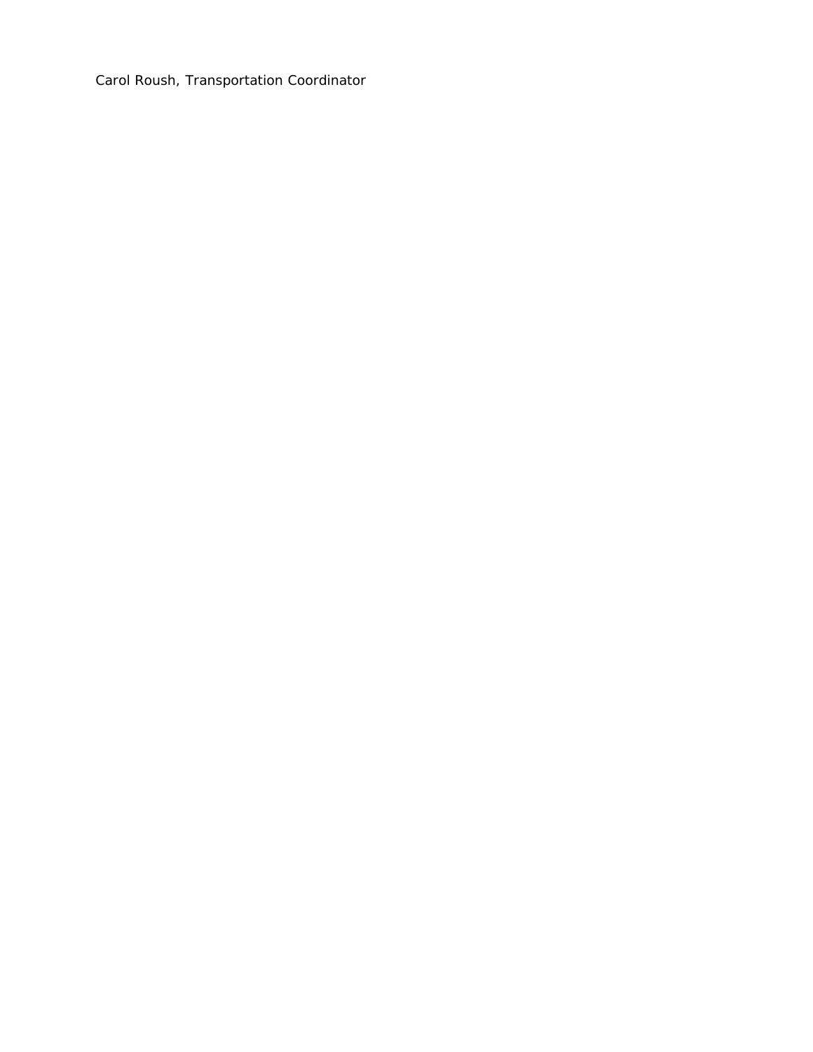Carol Roush, Transportation Coordinator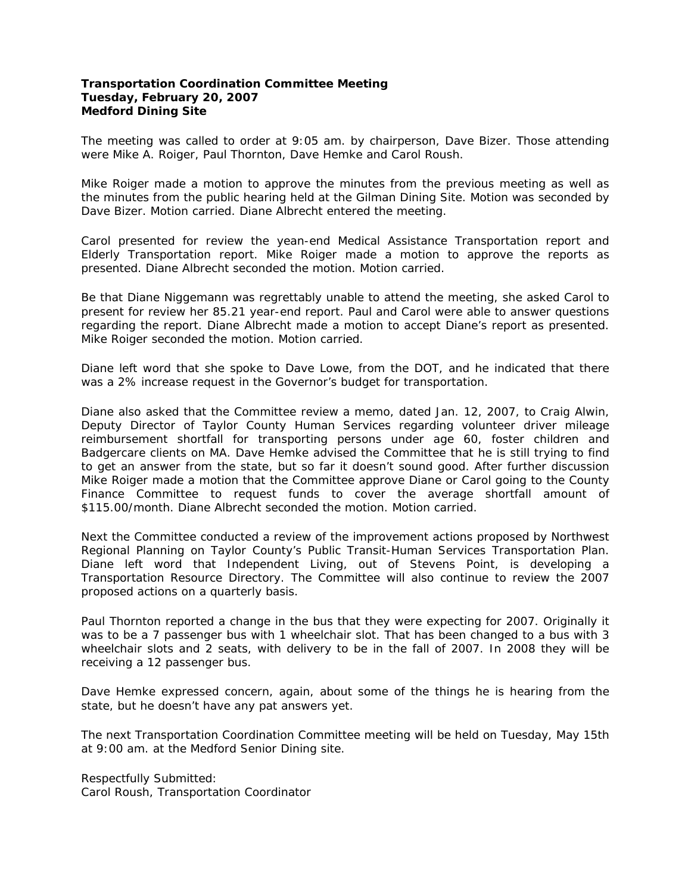**Transportation Coordination Committee Meeting**
**Tuesday, February 20, 2007**
**Medford Dining Site**

The meeting was called to order at 9:05 am. by chairperson, Dave Bizer. Those attending were Mike A. Roiger, Paul Thornton, Dave Hemke and Carol Roush.

Mike Roiger made a motion to approve the minutes from the previous meeting as well as the minutes from the public hearing held at the Gilman Dining Site. Motion was seconded by Dave Bizer. Motion carried. Diane Albrecht entered the meeting.

Carol presented for review the yean-end Medical Assistance Transportation report and Elderly Transportation report. Mike Roiger made a motion to approve the reports as presented. Diane Albrecht seconded the motion. Motion carried.

Be that Diane Niggemann was regrettably unable to attend the meeting, she asked Carol to present for review her 85.21 year-end report. Paul and Carol were able to answer questions regarding the report. Diane Albrecht made a motion to accept Diane's report as presented. Mike Roiger seconded the motion. Motion carried.

Diane left word that she spoke to Dave Lowe, from the DOT, and he indicated that there was a 2% increase request in the Governor's budget for transportation.

Diane also asked that the Committee review a memo, dated Jan. 12, 2007, to Craig Alwin, Deputy Director of Taylor County Human Services regarding volunteer driver mileage reimbursement shortfall for transporting persons under age 60, foster children and Badgercare clients on MA. Dave Hemke advised the Committee that he is still trying to find to get an answer from the state, but so far it doesn't sound good. After further discussion Mike Roiger made a motion that the Committee approve Diane or Carol going to the County Finance Committee to request funds to cover the average shortfall amount of $115.00/month. Diane Albrecht seconded the motion. Motion carried.

Next the Committee conducted a review of the improvement actions proposed by Northwest Regional Planning on Taylor County's Public Transit-Human Services Transportation Plan. Diane left word that Independent Living, out of Stevens Point, is developing a Transportation Resource Directory. The Committee will also continue to review the 2007 proposed actions on a quarterly basis.

Paul Thornton reported a change in the bus that they were expecting for 2007. Originally it was to be a 7 passenger bus with 1 wheelchair slot. That has been changed to a bus with 3 wheelchair slots and 2 seats, with delivery to be in the fall of 2007. In 2008 they will be receiving a 12 passenger bus.

Dave Hemke expressed concern, again, about some of the things he is hearing from the state, but he doesn't have any pat answers yet.

The next Transportation Coordination Committee meeting will be held on Tuesday, May 15th at 9:00 am. at the Medford Senior Dining site.

Respectfully Submitted:
Carol Roush, Transportation Coordinator